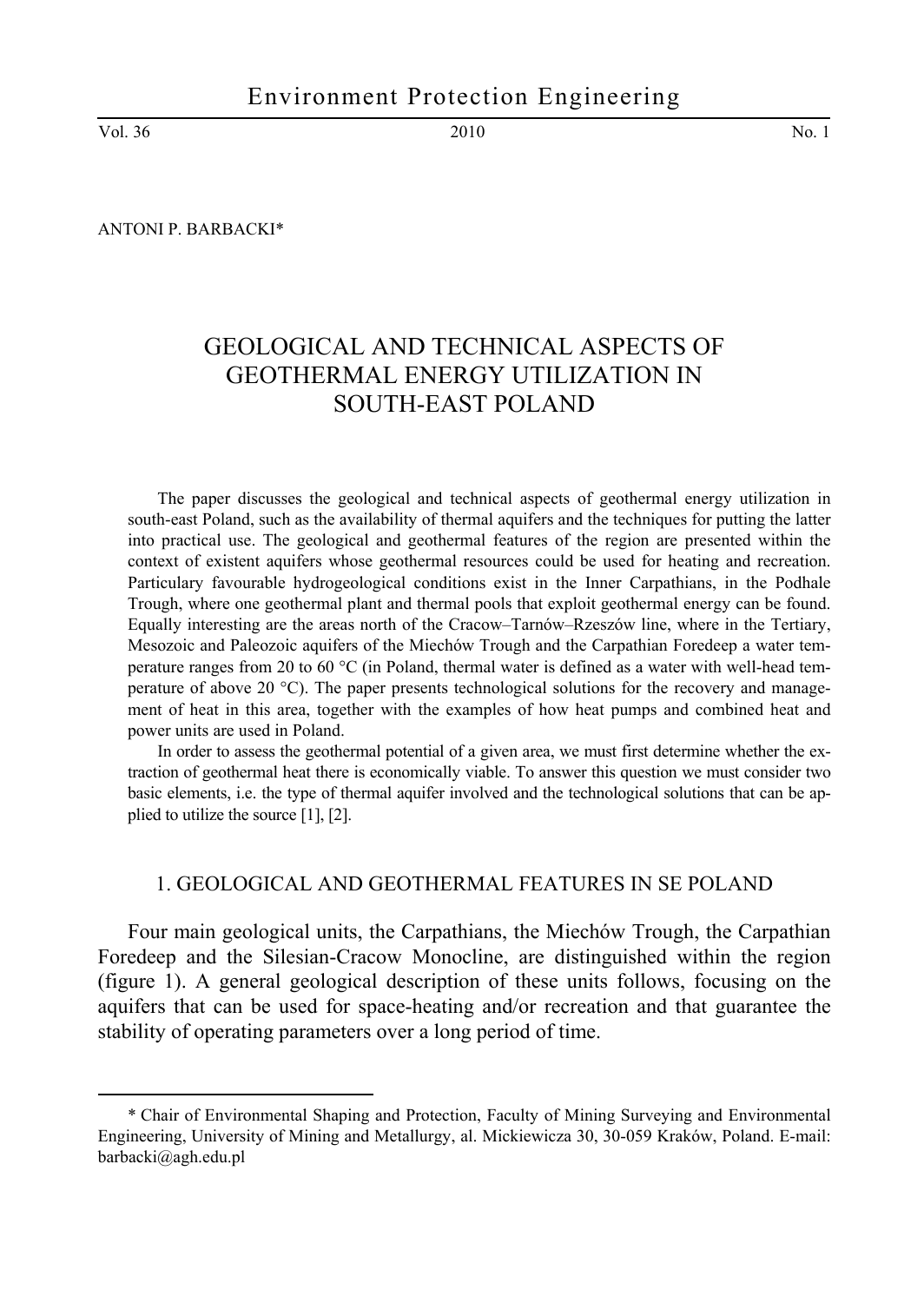ANTONI P. BARBACKI*

# GEOLOGICAL AND TECHNICAL ASPECTS OF GEOTHERMAL ENERGY UTILIZATION IN SOUTH-EAST POLAND

The paper discusses the geological and technical aspects of geothermal energy utilization in south-east Poland, such as the availability of thermal aquifers and the techniques for putting the latter into practical use. The geological and geothermal features of the region are presented within the context of existent aquifers whose geothermal resources could be used for heating and recreation. Particulary favourable hydrogeological conditions exist in the Inner Carpathians, in the Podhale Trough, where one geothermal plant and thermal pools that exploit geothermal energy can be found. Equally interesting are the areas north of the Cracow–Tarnów–Rzeszów line, where in the Tertiary, Mesozoic and Paleozoic aquifers of the Miechów Trough and the Carpathian Foredeep a water temperature ranges from 20 to 60 °C (in Poland, thermal water is defined as a water with well-head temperature of above 20 °C). The paper presents technological solutions for the recovery and management of heat in this area, together with the examples of how heat pumps and combined heat and power units are used in Poland.

In order to assess the geothermal potential of a given area, we must first determine whether the extraction of geothermal heat there is economically viable. To answer this question we must consider two basic elements, i.e. the type of thermal aquifer involved and the technological solutions that can be applied to utilize the source [1], [2].

## 1. GEOLOGICAL AND GEOTHERMAL FEATURES IN SE POLAND

Four main geological units, the Carpathians, the Miechów Trough, the Carpathian Foredeep and the Silesian-Cracow Monocline, are distinguished within the region (figure 1). A general geological description of these units follows, focusing on the aquifers that can be used for space-heating and/or recreation and that guarantee the stability of operating parameters over a long period of time.

---

* Chair of Environmental Shaping and Protection, Faculty of Mining Surveying and Environmental Engineering, University of Mining and Metallurgy, al. Mickiewicza 30, 30-059 Kraków, Poland. E-mail: barbacki@agh.edu.pl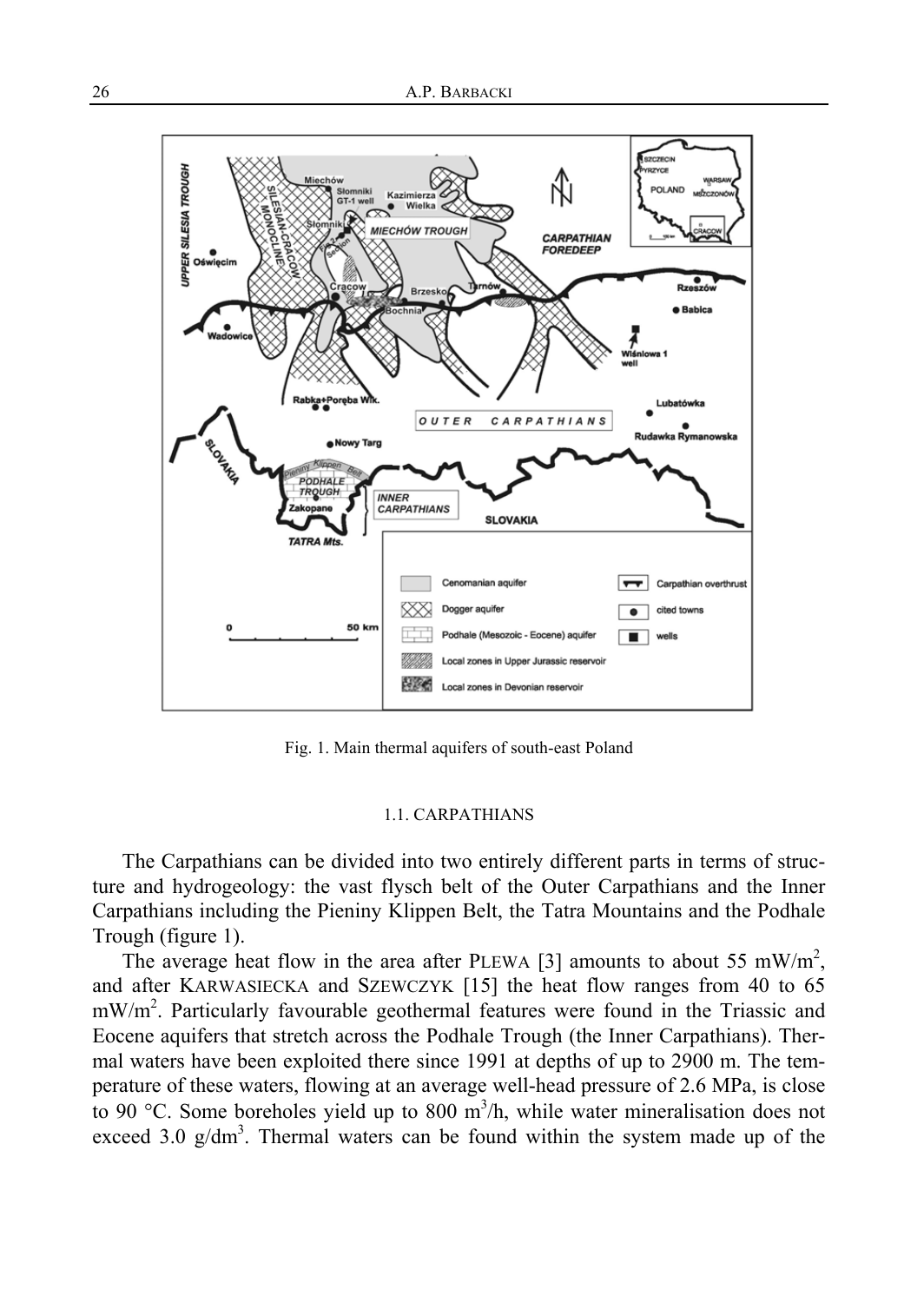Fig. 1. Main thermal aquifers of south-east Poland

### 1.1. CARPATHIANS

The Carpathians can be divided into two entirely different parts in terms of structure and hydrogeology: the vast flysch belt of the Outer Carpathians and the Inner Carpathians including the Pieniny Klippen Belt, the Tatra Mountains and the Podhale Trough (figure 1).

The average heat flow in the area after PLEWA [3] amounts to about 55 mW/m$^2$, and after KARWASIECKA and SZEWCZYK [15] the heat flow ranges from 40 to 65 mW/m$^2$. Particularly favourable geothermal features were found in the Triassic and Eocene aquifers that stretch across the Podhale Trough (the Inner Carpathians). Thermal waters have been exploited there since 1991 at depths of up to 2900 m. The temperature of these waters, flowing at an average well-head pressure of 2.6 MPa, is close to 90 °C. Some boreholes yield up to 800 m$^3$/h, while water mineralisation does not exceed 3.0 g/dm$^3$. Thermal waters can be found within the system made up of the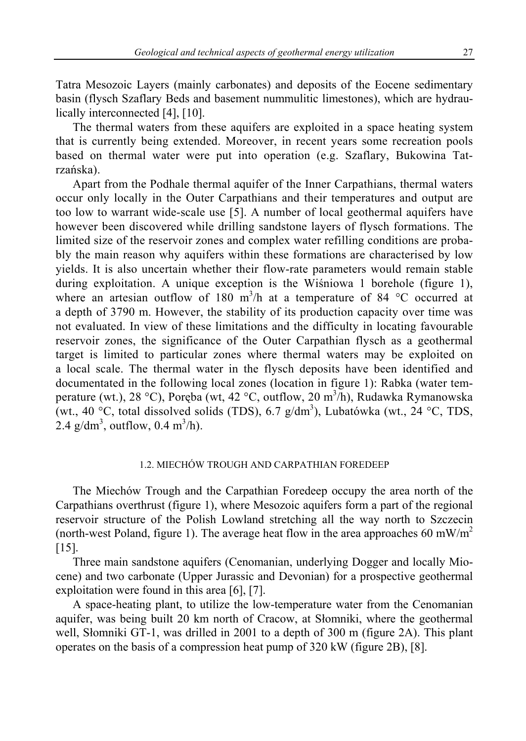Tatra Mesozoic Layers (mainly carbonates) and deposits of the Eocene sedimentary basin (flysch Szaflary Beds and basement nummulitic limestones), which are hydraulically interconnected [4], [10].

The thermal waters from these aquifers are exploited in a space heating system that is currently being extended. Moreover, in recent years some recreation pools based on thermal water were put into operation (e.g. Szaflary, Bukowina Tatrzańska).

Apart from the Podhale thermal aquifer of the Inner Carpathians, thermal waters occur only locally in the Outer Carpathians and their temperatures and output are too low to warrant wide-scale use [5]. A number of local geothermal aquifers have however been discovered while drilling sandstone layers of flysch formations. The limited size of the reservoir zones and complex water refilling conditions are probably the main reason why aquifers within these formations are characterised by low yields. It is also uncertain whether their flow-rate parameters would remain stable during exploitation. A unique exception is the Wiśniowa 1 borehole (figure 1), where an artesian outflow of 180 $m^3/h$ at a temperature of 84 °C occurred at a depth of 3790 m. However, the stability of its production capacity over time was not evaluated. In view of these limitations and the difficulty in locating favourable reservoir zones, the significance of the Outer Carpathian flysch as a geothermal target is limited to particular zones where thermal waters may be exploited on a local scale. The thermal water in the flysch deposits have been identified and documentated in the following local zones (location in figure 1): Rabka (water temperature (wt.), 28 °C), Poręba (wt, 42 °C, outflow, 20 $m^3/h$), Rudawka Rymanowska (wt., 40 °C, total dissolved solids (TDS), 6.7 $g/dm^3$), Lubatówka (wt., 24 °C, TDS, 2.4 $g/dm^3$, outflow, 0.4 $m^3/h$).

### 1.2. MIECHÓW TROUGH AND CARPATHIAN FOREDEEP

The Miechów Trough and the Carpathian Foredeep occupy the area north of the Carpathians overthrust (figure 1), where Mesozoic aquifers form a part of the regional reservoir structure of the Polish Lowland stretching all the way north to Szczecin (north-west Poland, figure 1). The average heat flow in the area approaches 60 $mW/m^2$ [15].

Three main sandstone aquifers (Cenomanian, underlying Dogger and locally Miocene) and two carbonate (Upper Jurassic and Devonian) for a prospective geothermal exploitation were found in this area [6], [7].

A space-heating plant, to utilize the low-temperature water from the Cenomanian aquifer, was being built 20 km north of Cracow, at Słomniki, where the geothermal well, Słomniki GT-1, was drilled in 2001 to a depth of 300 m (figure 2A). This plant operates on the basis of a compression heat pump of 320 kW (figure 2B), [8].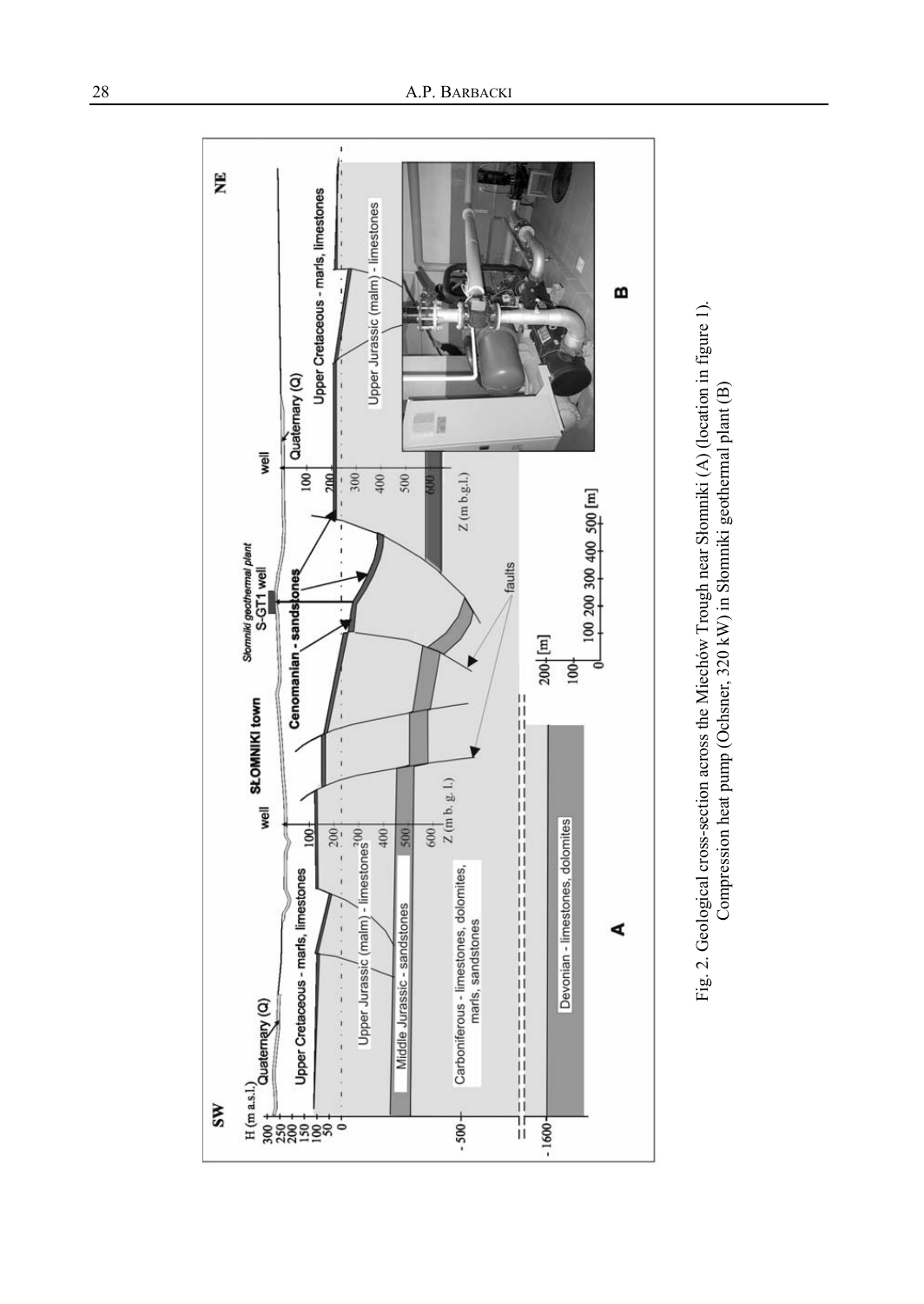Fig. 2. Geological cross-section across the Miechów Trough near Słomniki (A) (location in figure 1). Compression heat pump (Ochsner, 320 kW) in Słomniki geothermal plant (B)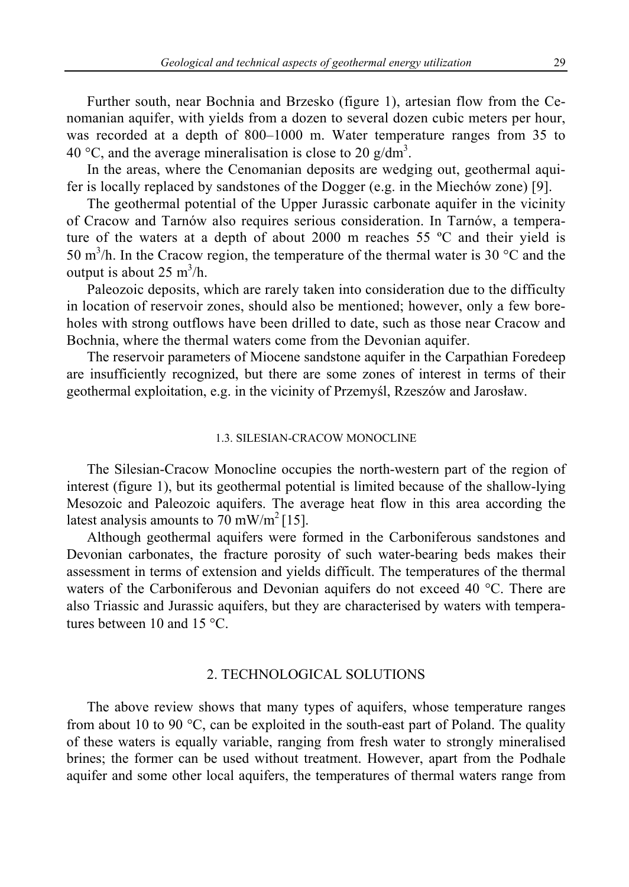Further south, near Bochnia and Brzesko (figure 1), artesian flow from the Cenomanian aquifer, with yields from a dozen to several dozen cubic meters per hour, was recorded at a depth of 800–1000 m. Water temperature ranges from 35 to 40 °C, and the average mineralisation is close to 20 g/dm$^3$.

In the areas, where the Cenomanian deposits are wedging out, geothermal aquifer is locally replaced by sandstones of the Dogger (e.g. in the Miechów zone) [9].

The geothermal potential of the Upper Jurassic carbonate aquifer in the vicinity of Cracow and Tarnów also requires serious consideration. In Tarnów, a temperature of the waters at a depth of about 2000 m reaches 55 ºC and their yield is 50 m$^3$/h. In the Cracow region, the temperature of the thermal water is 30 °C and the output is about 25 m$^3$/h.

Paleozoic deposits, which are rarely taken into consideration due to the difficulty in location of reservoir zones, should also be mentioned; however, only a few boreholes with strong outflows have been drilled to date, such as those near Cracow and Bochnia, where the thermal waters come from the Devonian aquifer.

The reservoir parameters of Miocene sandstone aquifer in the Carpathian Foredeep are insufficiently recognized, but there are some zones of interest in terms of their geothermal exploitation, e.g. in the vicinity of Przemyśl, Rzeszów and Jarosław.

### 1.3. SILESIAN-CRACOW MONOCLINE

The Silesian-Cracow Monocline occupies the north-western part of the region of interest (figure 1), but its geothermal potential is limited because of the shallow-lying Mesozoic and Paleozoic aquifers. The average heat flow in this area according the latest analysis amounts to 70 mW/m$^2$ [15].

Although geothermal aquifers were formed in the Carboniferous sandstones and Devonian carbonates, the fracture porosity of such water-bearing beds makes their assessment in terms of extension and yields difficult. The temperatures of the thermal waters of the Carboniferous and Devonian aquifers do not exceed 40 °C. There are also Triassic and Jurassic aquifers, but they are characterised by waters with temperatures between 10 and 15 °C.

## 2. TECHNOLOGICAL SOLUTIONS

The above review shows that many types of aquifers, whose temperature ranges from about 10 to 90 °C, can be exploited in the south-east part of Poland. The quality of these waters is equally variable, ranging from fresh water to strongly mineralised brines; the former can be used without treatment. However, apart from the Podhale aquifer and some other local aquifers, the temperatures of thermal waters range from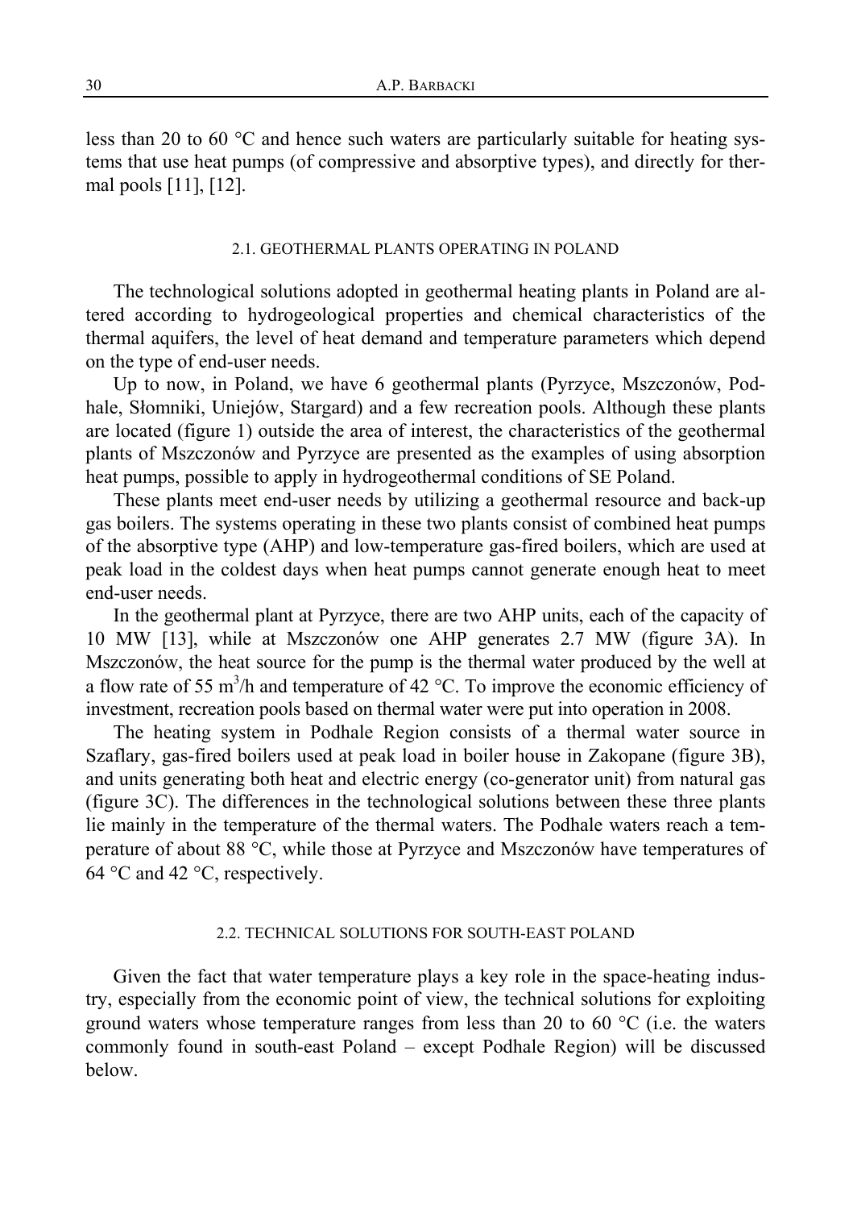less than 20 to 60 °C and hence such waters are particularly suitable for heating systems that use heat pumps (of compressive and absorptive types), and directly for thermal pools [11], [12].

### 2.1. GEOTHERMAL PLANTS OPERATING IN POLAND

The technological solutions adopted in geothermal heating plants in Poland are altered according to hydrogeological properties and chemical characteristics of the thermal aquifers, the level of heat demand and temperature parameters which depend on the type of end-user needs.

Up to now, in Poland, we have 6 geothermal plants (Pyrzyce, Mszczonów, Podhale, Słomniki, Uniejów, Stargard) and a few recreation pools. Although these plants are located (figure 1) outside the area of interest, the characteristics of the geothermal plants of Mszczonów and Pyrzyce are presented as the examples of using absorption heat pumps, possible to apply in hydrogeothermal conditions of SE Poland.

These plants meet end-user needs by utilizing a geothermal resource and back-up gas boilers. The systems operating in these two plants consist of combined heat pumps of the absorptive type (AHP) and low-temperature gas-fired boilers, which are used at peak load in the coldest days when heat pumps cannot generate enough heat to meet end-user needs.

In the geothermal plant at Pyrzyce, there are two AHP units, each of the capacity of 10 MW [13], while at Mszczonów one AHP generates 2.7 MW (figure 3A). In Mszczonów, the heat source for the pump is the thermal water produced by the well at a flow rate of 55 $m^3$/h and temperature of 42 °C. To improve the economic efficiency of investment, recreation pools based on thermal water were put into operation in 2008.

The heating system in Podhale Region consists of a thermal water source in Szaflary, gas-fired boilers used at peak load in boiler house in Zakopane (figure 3B), and units generating both heat and electric energy (co-generator unit) from natural gas (figure 3C). The differences in the technological solutions between these three plants lie mainly in the temperature of the thermal waters. The Podhale waters reach a temperature of about 88 °C, while those at Pyrzyce and Mszczonów have temperatures of 64 °C and 42 °C, respectively.

### 2.2. TECHNICAL SOLUTIONS FOR SOUTH-EAST POLAND

Given the fact that water temperature plays a key role in the space-heating industry, especially from the economic point of view, the technical solutions for exploiting ground waters whose temperature ranges from less than 20 to 60 °C (i.e. the waters commonly found in south-east Poland – except Podhale Region) will be discussed below.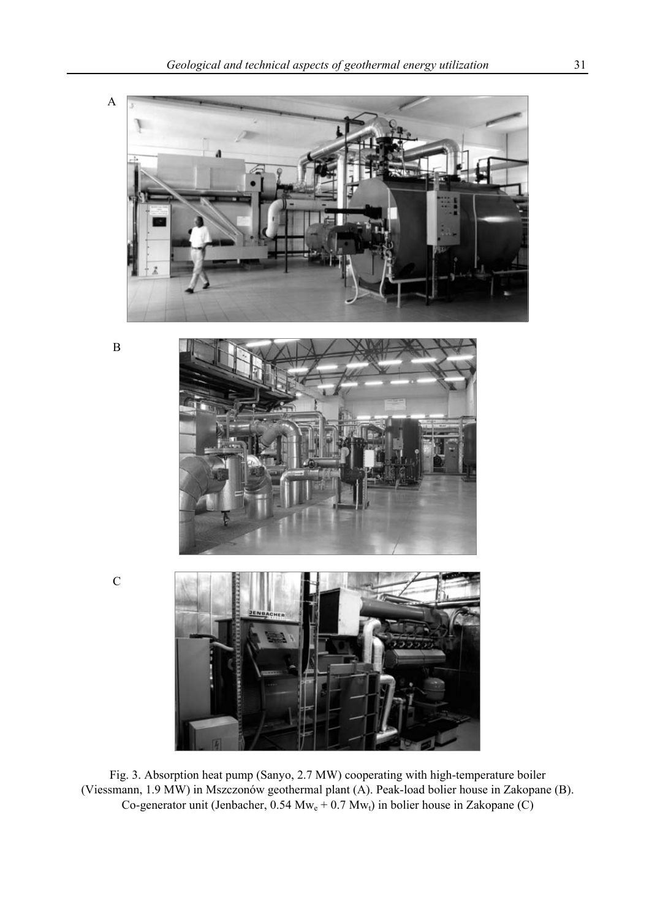A

B

C

Fig. 3. Absorption heat pump (Sanyo, 2.7 MW) cooperating with high-temperature boiler (Viessmann, 1.9 MW) in Mszczonów geothermal plant (A). Peak-load bolier house in Zakopane (B). Co-generator unit (Jenbacher, 0.54 $Mw_e$ + 0.7 $Mw_t$) in bolier house in Zakopane (C)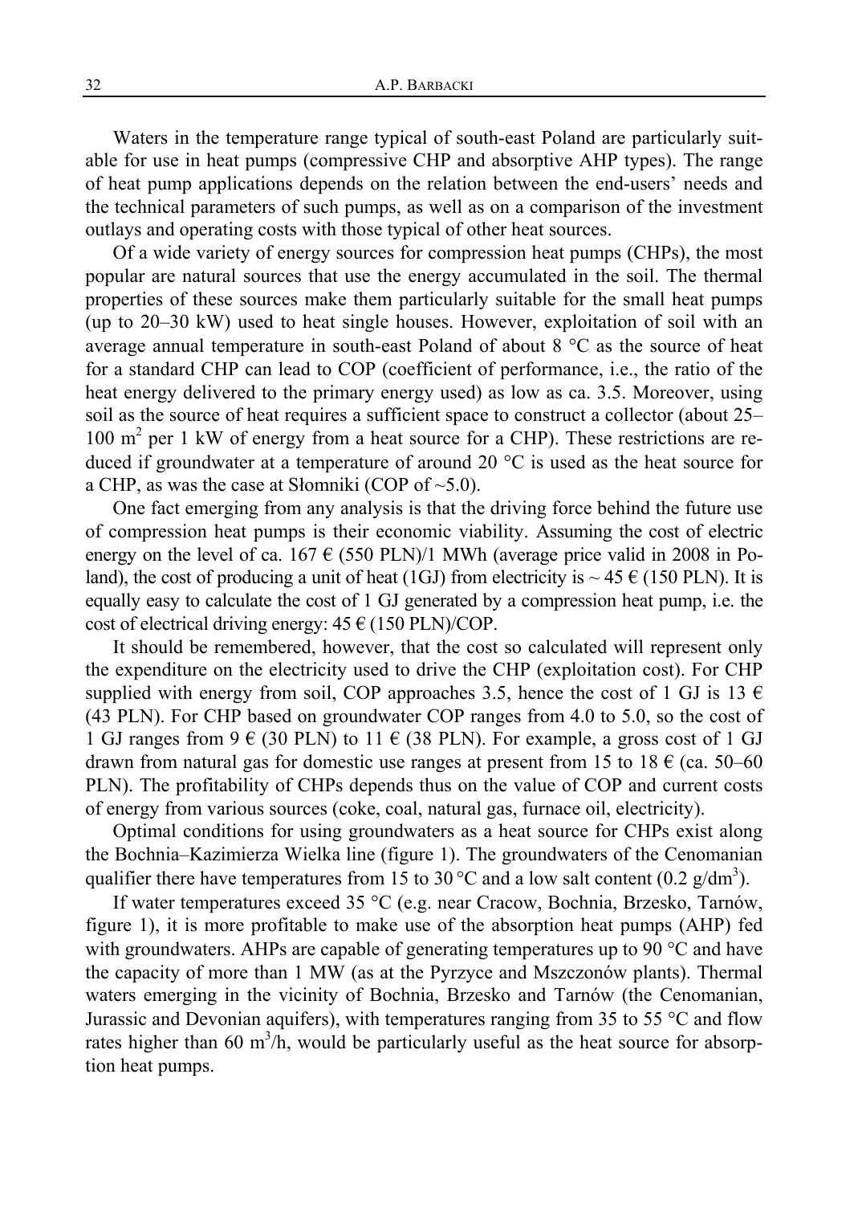Waters in the temperature range typical of south-east Poland are particularly suitable for use in heat pumps (compressive CHP and absorptive AHP types). The range of heat pump applications depends on the relation between the end-users' needs and the technical parameters of such pumps, as well as on a comparison of the investment outlays and operating costs with those typical of other heat sources.

Of a wide variety of energy sources for compression heat pumps (CHPs), the most popular are natural sources that use the energy accumulated in the soil. The thermal properties of these sources make them particularly suitable for the small heat pumps (up to 20–30 kW) used to heat single houses. However, exploitation of soil with an average annual temperature in south-east Poland of about 8 °C as the source of heat for a standard CHP can lead to COP (coefficient of performance, i.e., the ratio of the heat energy delivered to the primary energy used) as low as ca. 3.5. Moreover, using soil as the source of heat requires a sufficient space to construct a collector (about 25–100 $m^2$ per 1 kW of energy from a heat source for a CHP). These restrictions are reduced if groundwater at a temperature of around 20 °C is used as the heat source for a CHP, as was the case at Słomniki (COP of ~5.0).

One fact emerging from any analysis is that the driving force behind the future use of compression heat pumps is their economic viability. Assuming the cost of electric energy on the level of ca. 167 € (550 PLN)/1 MWh (average price valid in 2008 in Poland), the cost of producing a unit of heat (1GJ) from electricity is ~ 45 € (150 PLN). It is equally easy to calculate the cost of 1 GJ generated by a compression heat pump, i.e. the cost of electrical driving energy: 45 € (150 PLN)/COP.

It should be remembered, however, that the cost so calculated will represent only the expenditure on the electricity used to drive the CHP (exploitation cost). For CHP supplied with energy from soil, COP approaches 3.5, hence the cost of 1 GJ is 13 € (43 PLN). For CHP based on groundwater COP ranges from 4.0 to 5.0, so the cost of 1 GJ ranges from 9 € (30 PLN) to 11 € (38 PLN). For example, a gross cost of 1 GJ drawn from natural gas for domestic use ranges at present from 15 to 18 € (ca. 50–60 PLN). The profitability of CHPs depends thus on the value of COP and current costs of energy from various sources (coke, coal, natural gas, furnace oil, electricity).

Optimal conditions for using groundwaters as a heat source for CHPs exist along the Bochnia–Kazimierza Wielka line (figure 1). The groundwaters of the Cenomanian qualifier there have temperatures from 15 to 30 °C and a low salt content (0.2 $g/dm^3$).

If water temperatures exceed 35 °C (e.g. near Cracow, Bochnia, Brzesko, Tarnów, figure 1), it is more profitable to make use of the absorption heat pumps (AHP) fed with groundwaters. AHPs are capable of generating temperatures up to 90 °C and have the capacity of more than 1 MW (as at the Pyrzyce and Mszczonów plants). Thermal waters emerging in the vicinity of Bochnia, Brzesko and Tarnów (the Cenomanian, Jurassic and Devonian aquifers), with temperatures ranging from 35 to 55 °C and flow rates higher than 60 $m^3$/h, would be particularly useful as the heat source for absorption heat pumps.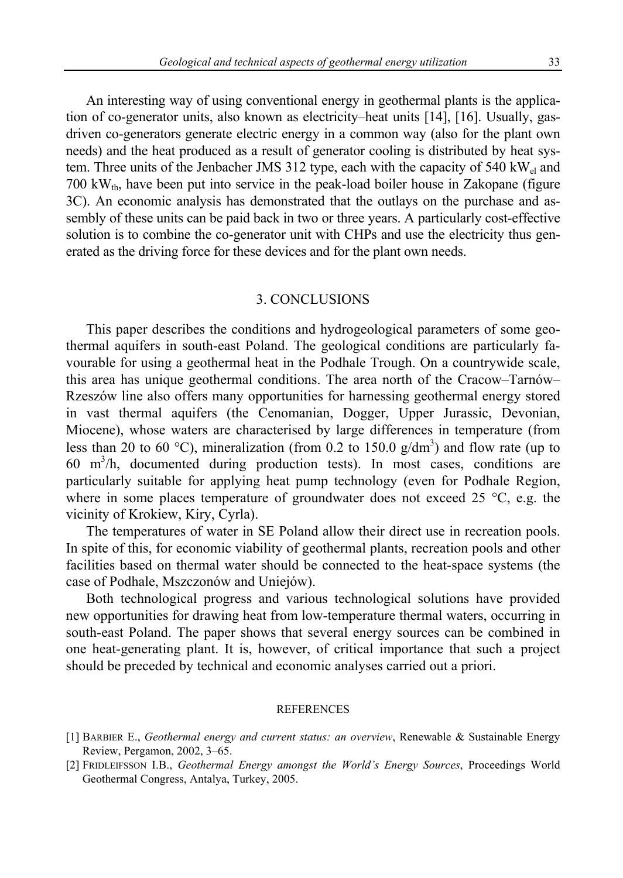An interesting way of using conventional energy in geothermal plants is the application of co-generator units, also known as electricity–heat units [14], [16]. Usually, gas-driven co-generators generate electric energy in a common way (also for the plant own needs) and the heat produced as a result of generator cooling is distributed by heat system. Three units of the Jenbacher JMS 312 type, each with the capacity of 540 $kW_{el}$ and 700 $kW_{th}$, have been put into service in the peak-load boiler house in Zakopane (figure 3C). An economic analysis has demonstrated that the outlays on the purchase and assembly of these units can be paid back in two or three years. A particularly cost-effective solution is to combine the co-generator unit with CHPs and use the electricity thus generated as the driving force for these devices and for the plant own needs.

## 3. CONCLUSIONS

This paper describes the conditions and hydrogeological parameters of some geothermal aquifers in south-east Poland. The geological conditions are particularly favourable for using a geothermal heat in the Podhale Trough. On a countrywide scale, this area has unique geothermal conditions. The area north of the Cracow–Tarnów–Rzeszów line also offers many opportunities for harnessing geothermal energy stored in vast thermal aquifers (the Cenomanian, Dogger, Upper Jurassic, Devonian, Miocene), whose waters are characterised by large differences in temperature (from less than 20 to 60 °C), mineralization (from 0.2 to 150.0 g/$dm^3$) and flow rate (up to 60 $m^3$/h, documented during production tests). In most cases, conditions are particularly suitable for applying heat pump technology (even for Podhale Region, where in some places temperature of groundwater does not exceed 25 °C, e.g. the vicinity of Krokiew, Kiry, Cyrla).

The temperatures of water in SE Poland allow their direct use in recreation pools. In spite of this, for economic viability of geothermal plants, recreation pools and other facilities based on thermal water should be connected to the heat-space systems (the case of Podhale, Mszczonów and Uniejów).

Both technological progress and various technological solutions have provided new opportunities for drawing heat from low-temperature thermal waters, occurring in south-east Poland. The paper shows that several energy sources can be combined in one heat-generating plant. It is, however, of critical importance that such a project should be preceded by technical and economic analyses carried out a priori.

## REFERENCES

[1] BARBIER E., *Geothermal energy and current status: an overview*, Renewable & Sustainable Energy Review, Pergamon, 2002, 3–65.

[2] FRIDLEIFSSON I.B., *Geothermal Energy amongst the World's Energy Sources*, Proceedings World Geothermal Congress, Antalya, Turkey, 2005.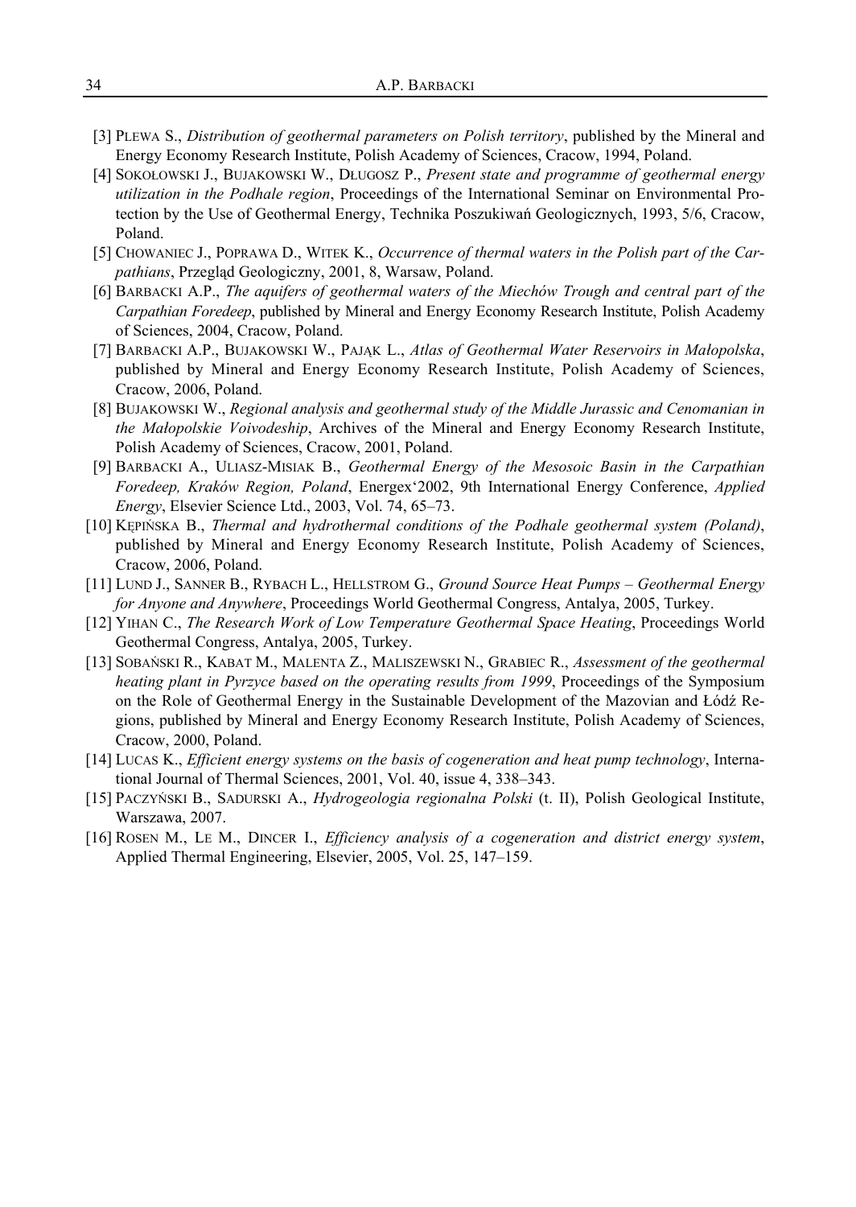[3] PLEWA S., *Distribution of geothermal parameters on Polish territory*, published by the Mineral and Energy Economy Research Institute, Polish Academy of Sciences, Cracow, 1994, Poland.

[4] SOKOŁOWSKI J., BUJAKOWSKI W., DŁUGOSZ P., *Present state and programme of geothermal energy utilization in the Podhale region*, Proceedings of the International Seminar on Environmental Protection by the Use of Geothermal Energy, Technika Poszukiwań Geologicznych, 1993, 5/6, Cracow, Poland.

[5] CHOWANIEC J., POPRAWA D., WITEK K., *Occurrence of thermal waters in the Polish part of the Carpathians*, Przegląd Geologiczny, 2001, 8, Warsaw, Poland.

[6] BARBACKI A.P., *The aquifers of geothermal waters of the Miechów Trough and central part of the Carpathian Foredeep*, published by Mineral and Energy Economy Research Institute, Polish Academy of Sciences, 2004, Cracow, Poland.

[7] BARBACKI A.P., BUJAKOWSKI W., PAJĄK L., *Atlas of Geothermal Water Reservoirs in Małopolska*, published by Mineral and Energy Economy Research Institute, Polish Academy of Sciences, Cracow, 2006, Poland.

[8] BUJAKOWSKI W., *Regional analysis and geothermal study of the Middle Jurassic and Cenomanian in the Małopolskie Voivodeship*, Archives of the Mineral and Energy Economy Research Institute, Polish Academy of Sciences, Cracow, 2001, Poland.

[9] BARBACKI A., ULIASZ-MISIAK B., *Geothermal Energy of the Mesosoic Basin in the Carpathian Foredeep, Kraków Region, Poland*, Energex'2002, 9th International Energy Conference, *Applied Energy*, Elsevier Science Ltd., 2003, Vol. 74, 65–73.

[10] KĘPIŃSKA B., *Thermal and hydrothermal conditions of the Podhale geothermal system (Poland)*, published by Mineral and Energy Economy Research Institute, Polish Academy of Sciences, Cracow, 2006, Poland.

[11] LUND J., SANNER B., RYBACH L., HELLSTROM G., *Ground Source Heat Pumps – Geothermal Energy for Anyone and Anywhere*, Proceedings World Geothermal Congress, Antalya, 2005, Turkey.

[12] YIHAN C., *The Research Work of Low Temperature Geothermal Space Heating*, Proceedings World Geothermal Congress, Antalya, 2005, Turkey.

[13] SOBAŃSKI R., KABAT M., MALENTA Z., MALISZEWSKI N., GRABIEC R., *Assessment of the geothermal heating plant in Pyrzyce based on the operating results from 1999*, Proceedings of the Symposium on the Role of Geothermal Energy in the Sustainable Development of the Mazovian and Łódź Regions, published by Mineral and Energy Economy Research Institute, Polish Academy of Sciences, Cracow, 2000, Poland.

[14] LUCAS K., *Efficient energy systems on the basis of cogeneration and heat pump technology*, International Journal of Thermal Sciences, 2001, Vol. 40, issue 4, 338–343.

[15] PACZYŃSKI B., SADURSKI A., *Hydrogeologia regionalna Polski* (t. II), Polish Geological Institute, Warszawa, 2007.

[16] ROSEN M., LE M., DINCER I., *Efficiency analysis of a cogeneration and district energy system*, Applied Thermal Engineering, Elsevier, 2005, Vol. 25, 147–159.